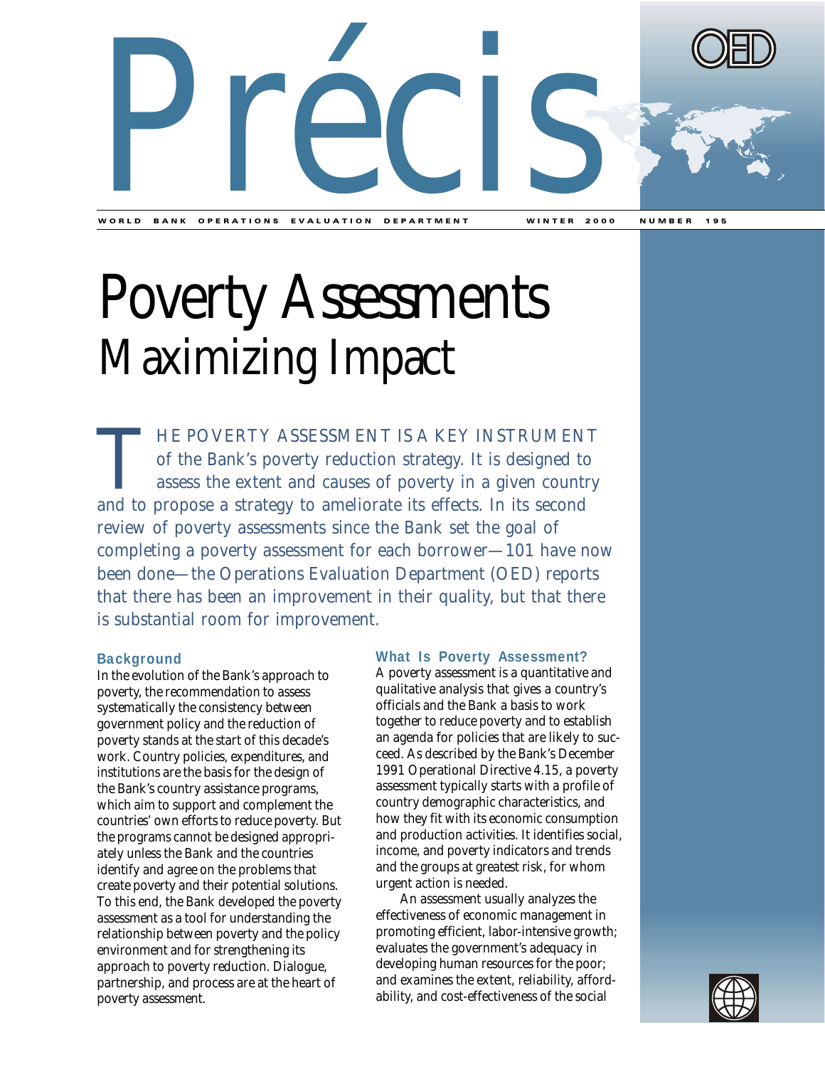# Précis

WORLD BANK OPERATIONS EVALUATION DEPARTMENT — WINTER 2000 — NUMBER 195

# Poverty Assessments
## Maximizing Impact

THE POVERTY ASSESSMENT IS A KEY INSTRUMENT of the Bank's poverty reduction strategy. It is designed to assess the extent and causes of poverty in a given country and to propose a strategy to ameliorate its effects. In its second review of poverty assessments since the Bank set the goal of completing a poverty assessment for each borrower—101 have now been done—the Operations Evaluation Department (OED) reports that there has been an improvement in their quality, but that there is substantial room for improvement.

### Background

In the evolution of the Bank's approach to poverty, the recommendation to assess systematically the consistency between government policy and the reduction of poverty stands at the start of this decade's work. Country policies, expenditures, and institutions are the basis for the design of the Bank's country assistance programs, which aim to support and complement the countries' own efforts to reduce poverty. But the programs cannot be designed appropriately unless the Bank and the countries identify and agree on the problems that create poverty and their potential solutions. To this end, the Bank developed the poverty assessment as a tool for understanding the relationship between poverty and the policy environment and for strengthening its approach to poverty reduction. Dialogue, partnership, and process are at the heart of poverty assessment.

### What Is Poverty Assessment?

A poverty assessment is a quantitative and qualitative analysis that gives a country's officials and the Bank a basis to work together to reduce poverty and to establish an agenda for policies that are likely to succeed. As described by the Bank's December 1991 Operational Directive 4.15, a poverty assessment typically starts with a profile of country demographic characteristics, and how they fit with its economic consumption and production activities. It identifies social, income, and poverty indicators and trends and the groups at greatest risk, for whom urgent action is needed.

An assessment usually analyzes the effectiveness of economic management in promoting efficient, labor-intensive growth; evaluates the government's adequacy in developing human resources for the poor; and examines the extent, reliability, affordability, and cost-effectiveness of the social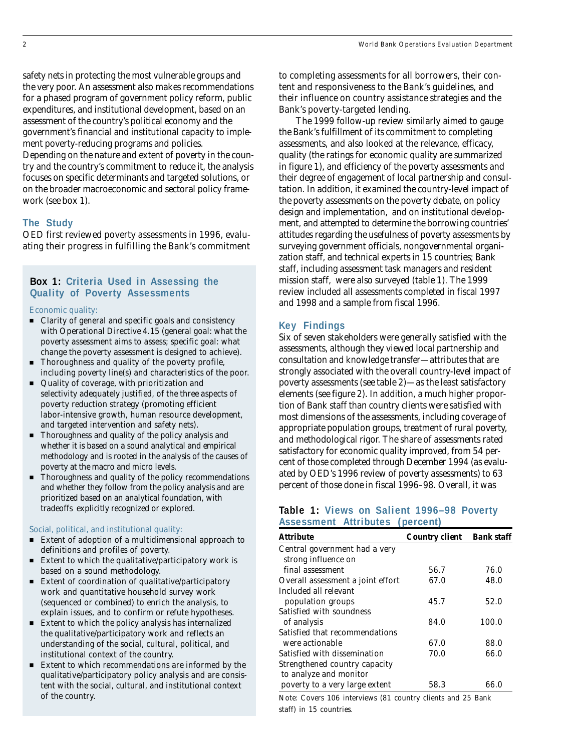safety nets in protecting the most vulnerable groups and the very poor. An assessment also makes recommendations for a phased program of government policy reform, public expenditures, and institutional development, based on an assessment of the country's political economy and the government's financial and institutional capacity to implement poverty-reducing programs and policies. Depending on the nature and extent of poverty in the country and the country's commitment to reduce it, the analysis focuses on specific determinants and targeted solutions, or on the broader macroeconomic and sectoral policy framework (see box 1).

## The Study

OED first reviewed poverty assessments in 1996, evaluating their progress in fulfilling the Bank's commitment to completing assessments for all borrowers, their content and responsiveness to the Bank's guidelines, and their influence on country assistance strategies and the Bank's poverty-targeted lending.

The 1999 follow-up review similarly aimed to gauge the Bank's fulfillment of its commitment to completing assessments, and also looked at the relevance, efficacy, quality (the ratings for economic quality are summarized in figure 1), and efficiency of the poverty assessments and their degree of engagement of local partnership and consultation. In addition, it examined the country-level impact of the poverty assessments on the poverty debate, on policy design and implementation, and on institutional development, and attempted to determine the borrowing countries' attitudes regarding the usefulness of poverty assessments by surveying government officials, nongovernmental organization staff, and technical experts in 15 countries; Bank staff, including assessment task managers and resident mission staff, were also surveyed (table 1). The 1999 review included all assessments completed in fiscal 1997 and 1998 and a sample from fiscal 1996.

### Box 1: Criteria Used in Assessing the Quality of Poverty Assessments

*Economic quality:*

- Clarity of general and specific goals and consistency with Operational Directive 4.15 (general goal: what the poverty assessment aims to assess; specific goal: what change the poverty assessment is designed to achieve).
- Thoroughness and quality of the poverty profile, including poverty line(s) and characteristics of the poor.
- Quality of coverage, with prioritization and selectivity adequately justified, of the three aspects of poverty reduction strategy (promoting efficient labor-intensive growth, human resource development, and targeted intervention and safety nets).
- Thoroughness and quality of the policy analysis and whether it is based on a sound analytical and empirical methodology and is rooted in the analysis of the causes of poverty at the macro and micro levels.
- Thoroughness and quality of the policy recommendations and whether they follow from the policy analysis and are prioritized based on an analytical foundation, with tradeoffs explicitly recognized or explored.

*Social, political, and institutional quality:*

- Extent of adoption of a multidimensional approach to definitions and profiles of poverty.
- Extent to which the qualitative/participatory work is based on a sound methodology.
- Extent of coordination of qualitative/participatory work and quantitative household survey work (sequenced or combined) to enrich the analysis, to explain issues, and to confirm or refute hypotheses.
- Extent to which the policy analysis has internalized the qualitative/participatory work and reflects an understanding of the social, cultural, political, and institutional context of the country.
- Extent to which recommendations are informed by the qualitative/participatory policy analysis and are consistent with the social, cultural, and institutional context of the country.

## Key Findings

Six of seven stakeholders were generally satisfied with the assessments, although they viewed local partnership and consultation and knowledge transfer—attributes that are strongly associated with the overall country-level impact of poverty assessments (see table 2)—as the least satisfactory elements (see figure 2). In addition, a much higher proportion of Bank staff than country clients were satisfied with most dimensions of the assessments, including coverage of appropriate population groups, treatment of rural poverty, and methodological rigor. The share of assessments rated satisfactory for economic quality improved, from 54 percent of those completed through December 1994 (as evaluated by OED's 1996 review of poverty assessments) to 63 percent of those done in fiscal 1996–98. Overall, it was

**Table 1: Views on Salient 1996–98 Poverty Assessment Attributes (percent)**

| Attribute | Country client | Bank staff |
|---|---|---|
| Central government had a very strong influence on final assessment | 56.7 | 76.0 |
| Overall assessment a joint effort | 67.0 | 48.0 |
| Included all relevant population groups | 45.7 | 52.0 |
| Satisfied with soundness of analysis | 84.0 | 100.0 |
| Satisfied that recommendations were actionable | 67.0 | 88.0 |
| Satisfied with dissemination | 70.0 | 66.0 |
| Strengthened country capacity to analyze and monitor poverty to a very large extent | 58.3 | 66.0 |

Note: Covers 106 interviews (81 country clients and 25 Bank staff) in 15 countries.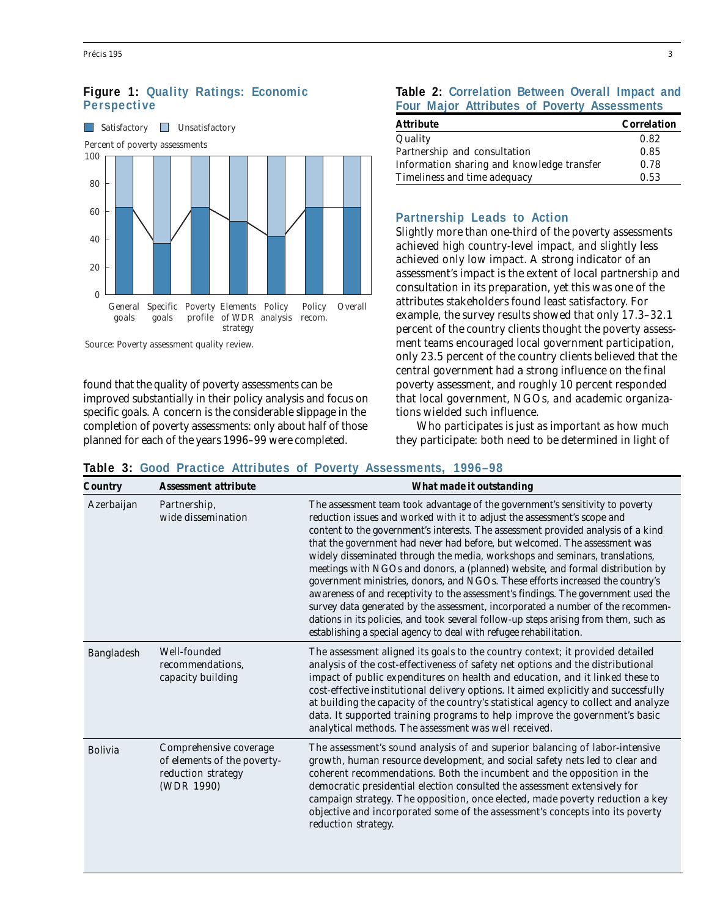**Figure 1: Quality Ratings: Economic Perspective**

Source: Poverty assessment quality review.

found that the quality of poverty assessments can be improved substantially in their policy analysis and focus on specific goals. A concern is the considerable slippage in the completion of poverty assessments: only about half of those planned for each of the years 1996–99 were completed.

**Table 2: Correlation Between Overall Impact and Four Major Attributes of Poverty Assessments**

| Attribute | Correlation |
|---|---|
| Quality | 0.82 |
| Partnership and consultation | 0.85 |
| Information sharing and knowledge transfer | 0.78 |
| Timeliness and time adequacy | 0.53 |

## Partnership Leads to Action

Slightly more than one-third of the poverty assessments achieved high country-level impact, and slightly less achieved only low impact. A strong indicator of an assessment's impact is the extent of local partnership and consultation in its preparation, yet this was one of the attributes stakeholders found least satisfactory. For example, the survey results showed that only 17.3–32.1 percent of the country clients thought the poverty assessment teams encouraged local government participation, only 23.5 percent of the country clients believed that the central government had a strong influence on the final poverty assessment, and roughly 10 percent responded that local government, NGOs, and academic organizations wielded such influence.

Who participates is just as important as how much they participate: both need to be determined in light of

**Table 3: Good Practice Attributes of Poverty Assessments, 1996–98**

| Country | Assessment attribute | What made it outstanding |
|---|---|---|
| Azerbaijan | Partnership, wide dissemination | The assessment team took advantage of the government's sensitivity to poverty reduction issues and worked with it to adjust the assessment's scope and content to the government's interests. The assessment provided analysis of a kind that the government had never had before, but welcomed. The assessment was widely disseminated through the media, workshops and seminars, translations, meetings with NGOs and donors, a (planned) website, and formal distribution by government ministries, donors, and NGOs. These efforts increased the country's awareness of and receptivity to the assessment's findings. The government used the survey data generated by the assessment, incorporated a number of the recommendations in its policies, and took several follow-up steps arising from them, such as establishing a special agency to deal with refugee rehabilitation. |
| Bangladesh | Well-founded recommendations, capacity building | The assessment aligned its goals to the country context; it provided detailed analysis of the cost-effectiveness of safety net options and the distributional impact of public expenditures on health and education, and it linked these to cost-effective institutional delivery options. It aimed explicitly and successfully at building the capacity of the country's statistical agency to collect and analyze data. It supported training programs to help improve the government's basic analytical methods. The assessment was well received. |
| Bolivia | Comprehensive coverage of elements of the poverty-reduction strategy (WDR 1990) | The assessment's sound analysis of and superior balancing of labor-intensive growth, human resource development, and social safety nets led to clear and coherent recommendations. Both the incumbent and the opposition in the democratic presidential election consulted the assessment extensively for campaign strategy. The opposition, once elected, made poverty reduction a key objective and incorporated some of the assessment's concepts into its poverty reduction strategy. |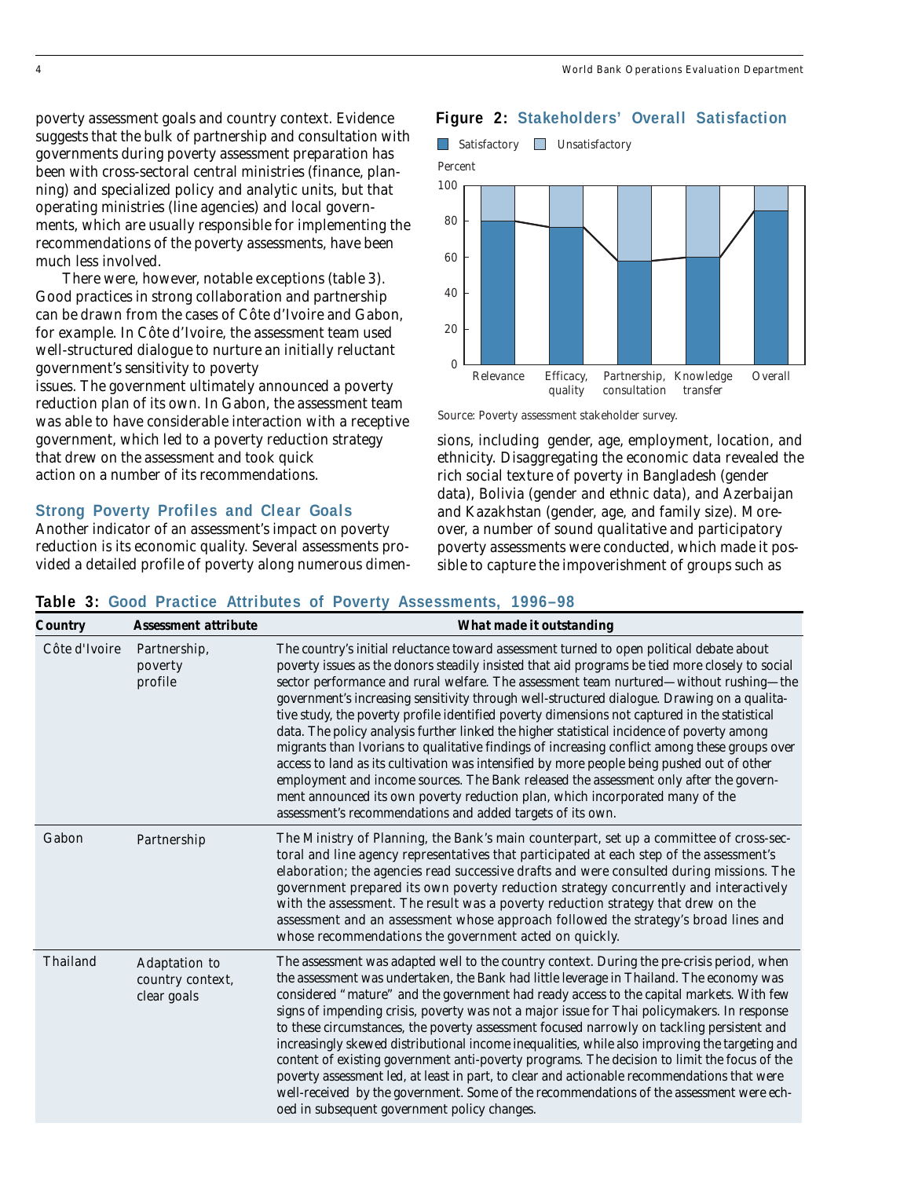poverty assessment goals and country context. Evidence suggests that the bulk of partnership and consultation with governments during poverty assessment preparation has been with cross-sectoral central ministries (finance, planning) and specialized policy and analytic units, but that operating ministries (line agencies) and local governments, which are usually responsible for implementing the recommendations of the poverty assessments, have been much less involved.

There were, however, notable exceptions (table 3). Good practices in strong collaboration and partnership can be drawn from the cases of Côte d'Ivoire and Gabon, for example. In Côte d'Ivoire, the assessment team used well-structured dialogue to nurture an initially reluctant government's sensitivity to poverty issues. The government ultimately announced a poverty reduction plan of its own. In Gabon, the assessment team was able to have considerable interaction with a receptive government, which led to a poverty reduction strategy that drew on the assessment and took quick action on a number of its recommendations.

### Strong Poverty Profiles and Clear Goals

Another indicator of an assessment's impact on poverty reduction is its economic quality. Several assessments provided a detailed profile of poverty along numerous dimensions, including gender, age, employment, location, and ethnicity. Disaggregating the economic data revealed the rich social texture of poverty in Bangladesh (gender data), Bolivia (gender and ethnic data), and Azerbaijan and Kazakhstan (gender, age, and family size). Moreover, a number of sound qualitative and participatory poverty assessments were conducted, which made it possible to capture the impoverishment of groups such as

**Figure 2: Stakeholders' Overall Satisfaction**

Satisfactory / Unsatisfactory (Percent)

| | Satisfactory (approx. %) |
|---|---|
| Relevance | 80 |
| Efficacy, quality | 77 |
| Partnership, consultation | 58 |
| Knowledge transfer | 60 |
| Overall | 86 |

Source: Poverty assessment stakeholder survey.

**Table 3: Good Practice Attributes of Poverty Assessments, 1996–98**

| Country | Assessment attribute | What made it outstanding |
|---|---|---|
| Côte d'Ivoire | Partnership, poverty profile | The country's initial reluctance toward assessment turned to open political debate about poverty issues as the donors steadily insisted that aid programs be tied more closely to social sector performance and rural welfare. The assessment team nurtured—without rushing—the government's increasing sensitivity through well-structured dialogue. Drawing on a qualitative study, the poverty profile identified poverty dimensions not captured in the statistical data. The policy analysis further linked the higher statistical incidence of poverty among migrants than Ivorians to qualitative findings of increasing conflict among these groups over access to land as its cultivation was intensified by more people being pushed out of other employment and income sources. The Bank released the assessment only after the government announced its own poverty reduction plan, which incorporated many of the assessment's recommendations and added targets of its own. |
| Gabon | Partnership | The Ministry of Planning, the Bank's main counterpart, set up a committee of cross-sectoral and line agency representatives that participated at each step of the assessment's elaboration; the agencies read successive drafts and were consulted during missions. The government prepared its own poverty reduction strategy concurrently and interactively with the assessment. The result was a poverty reduction strategy that drew on the assessment and an assessment whose approach followed the strategy's broad lines and whose recommendations the government acted on quickly. |
| Thailand | Adaptation to country context, clear goals | The assessment was adapted well to the country context. During the pre-crisis period, when the assessment was undertaken, the Bank had little leverage in Thailand. The economy was considered "mature" and the government had ready access to the capital markets. With few signs of impending crisis, poverty was not a major issue for Thai policymakers. In response to these circumstances, the poverty assessment focused narrowly on tackling persistent and increasingly skewed distributional income inequalities, while also improving the targeting and content of existing government anti-poverty programs. The decision to limit the focus of the poverty assessment led, at least in part, to clear and actionable recommendations that were well-received by the government. Some of the recommendations of the assessment were echoed in subsequent government policy changes. |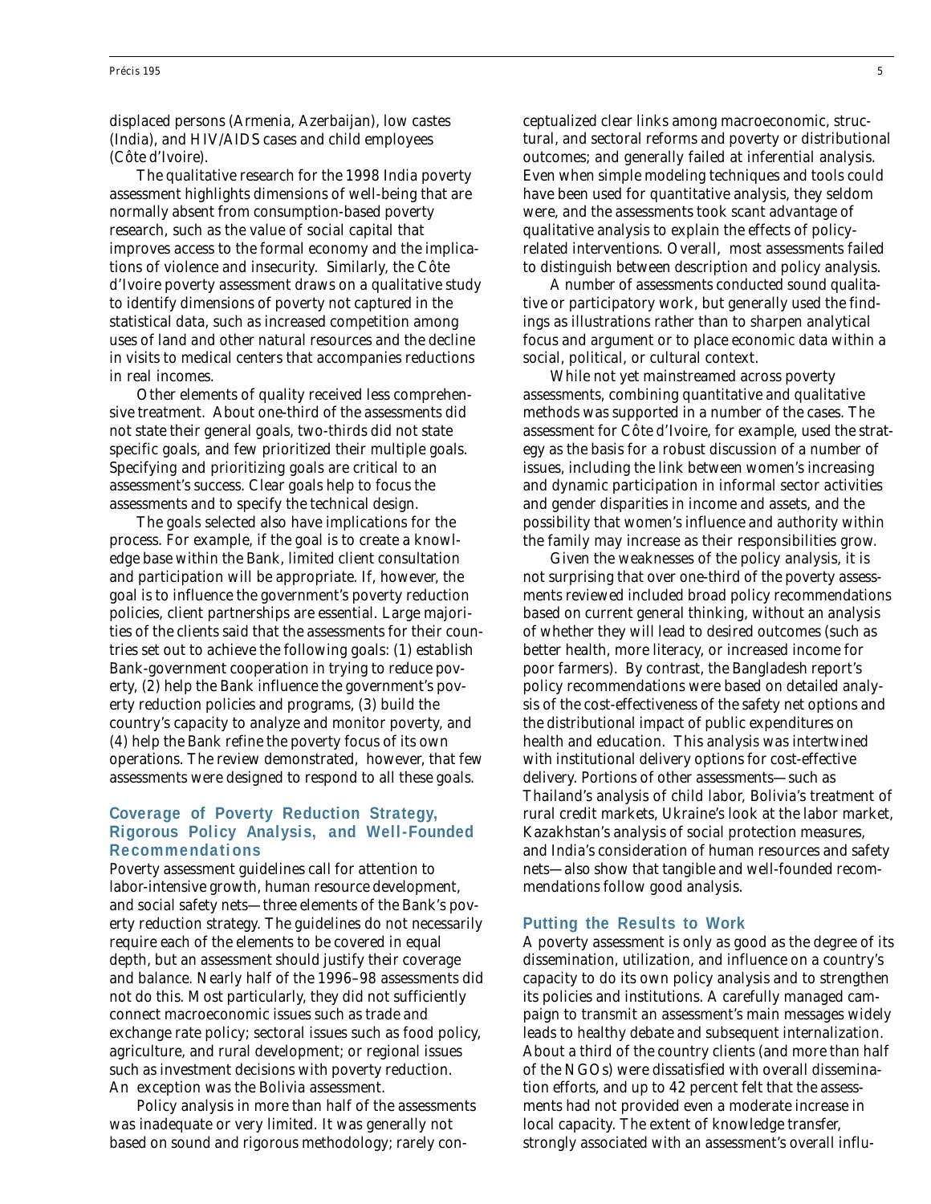displaced persons (Armenia, Azerbaijan), low castes (India), and HIV/AIDS cases and child employees (Côte d'Ivoire).

The qualitative research for the 1998 India poverty assessment highlights dimensions of well-being that are normally absent from consumption-based poverty research, such as the value of social capital that improves access to the formal economy and the implications of violence and insecurity. Similarly, the Côte d'Ivoire poverty assessment draws on a qualitative study to identify dimensions of poverty not captured in the statistical data, such as increased competition among uses of land and other natural resources and the decline in visits to medical centers that accompanies reductions in real incomes.

Other elements of quality received less comprehensive treatment. About one-third of the assessments did not state their general goals, two-thirds did not state specific goals, and few prioritized their multiple goals. Specifying and prioritizing goals are critical to an assessment's success. Clear goals help to focus the assessments and to specify the technical design.

The goals selected also have implications for the process. For example, if the goal is to create a knowledge base within the Bank, limited client consultation and participation will be appropriate. If, however, the goal is to influence the government's poverty reduction policies, client partnerships are essential. Large majorities of the clients said that the assessments for their countries set out to achieve the following goals: (1) establish Bank-government cooperation in trying to reduce poverty, (2) help the Bank influence the government's poverty reduction policies and programs, (3) build the country's capacity to analyze and monitor poverty, and (4) help the Bank refine the poverty focus of its own operations. The review demonstrated, however, that few assessments were designed to respond to all these goals.

## Coverage of Poverty Reduction Strategy, Rigorous Policy Analysis, and Well-Founded Recommendations

Poverty assessment guidelines call for attention to labor-intensive growth, human resource development, and social safety nets—three elements of the Bank's poverty reduction strategy. The guidelines do not necessarily require each of the elements to be covered in equal depth, but an assessment should justify their coverage and balance. Nearly half of the 1996–98 assessments did not do this. Most particularly, they did not sufficiently connect macroeconomic issues such as trade and exchange rate policy; sectoral issues such as food policy, agriculture, and rural development; or regional issues such as investment decisions with poverty reduction. An exception was the Bolivia assessment.

Policy analysis in more than half of the assessments was inadequate or very limited. It was generally not based on sound and rigorous methodology; rarely conceptualized clear links among macroeconomic, structural, and sectoral reforms and poverty or distributional outcomes; and generally failed at inferential analysis. Even when simple modeling techniques and tools could have been used for quantitative analysis, they seldom were, and the assessments took scant advantage of qualitative analysis to explain the effects of policy-related interventions. Overall, most assessments failed to distinguish between description and policy analysis.

A number of assessments conducted sound qualitative or participatory work, but generally used the findings as illustrations rather than to sharpen analytical focus and argument or to place economic data within a social, political, or cultural context.

While not yet mainstreamed across poverty assessments, combining quantitative and qualitative methods was supported in a number of the cases. The assessment for Côte d'Ivoire, for example, used the strategy as the basis for a robust discussion of a number of issues, including the link between women's increasing and dynamic participation in informal sector activities and gender disparities in income and assets, and the possibility that women's influence and authority within the family may increase as their responsibilities grow.

Given the weaknesses of the policy analysis, it is not surprising that over one-third of the poverty assessments reviewed included broad policy recommendations based on current general thinking, without an analysis of whether they will lead to desired outcomes (such as better health, more literacy, or increased income for poor farmers). By contrast, the Bangladesh report's policy recommendations were based on detailed analysis of the cost-effectiveness of the safety net options and the distributional impact of public expenditures on health and education. This analysis was intertwined with institutional delivery options for cost-effective delivery. Portions of other assessments—such as Thailand's analysis of child labor, Bolivia's treatment of rural credit markets, Ukraine's look at the labor market, Kazakhstan's analysis of social protection measures, and India's consideration of human resources and safety nets—also show that tangible and well-founded recommendations follow good analysis.

## Putting the Results to Work

A poverty assessment is only as good as the degree of its dissemination, utilization, and influence on a country's capacity to do its own policy analysis and to strengthen its policies and institutions. A carefully managed campaign to transmit an assessment's main messages widely leads to healthy debate and subsequent internalization. About a third of the country clients (and more than half of the NGOs) were dissatisfied with overall dissemination efforts, and up to 42 percent felt that the assessments had not provided even a moderate increase in local capacity. The extent of knowledge transfer, strongly associated with an assessment's overall influ-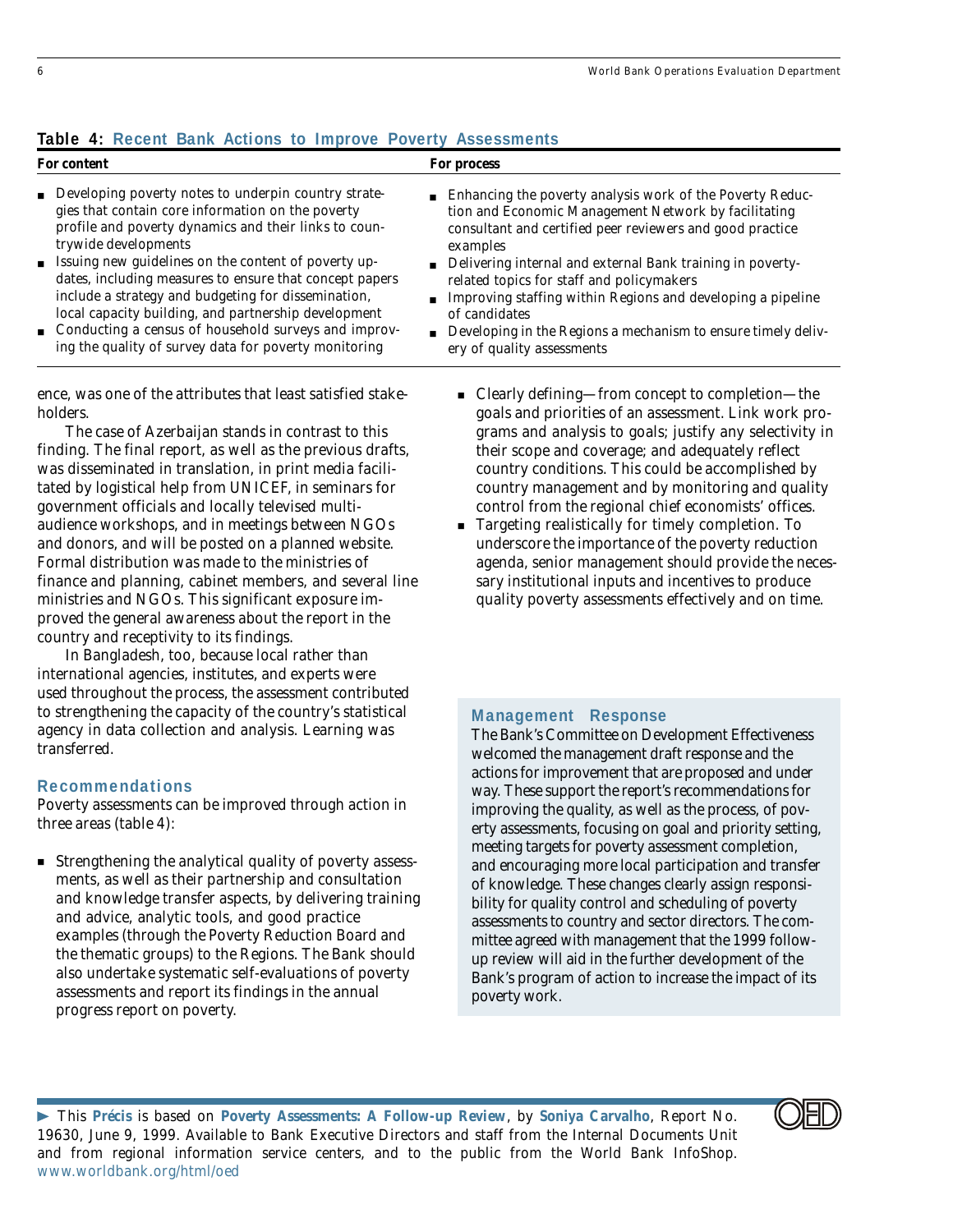**Table 4: Recent Bank Actions to Improve Poverty Assessments**

| For content | For process |
|---|---|
| ■ Developing poverty notes to underpin country strategies that contain core information on the poverty profile and poverty dynamics and their links to countrywide developments<br>■ Issuing new guidelines on the content of poverty updates, including measures to ensure that concept papers include a strategy and budgeting for dissemination, local capacity building, and partnership development<br>■ Conducting a census of household surveys and improving the quality of survey data for poverty monitoring | ■ Enhancing the poverty analysis work of the Poverty Reduction and Economic Management Network by facilitating consultant and certified peer reviewers and good practice examples<br>■ Delivering internal and external Bank training in poverty-related topics for staff and policymakers<br>■ Improving staffing within Regions and developing a pipeline of candidates<br>■ Developing in the Regions a mechanism to ensure timely delivery of quality assessments |

ence, was one of the attributes that least satisfied stakeholders.

The case of Azerbaijan stands in contrast to this finding. The final report, as well as the previous drafts, was disseminated in translation, in print media facilitated by logistical help from UNICEF, in seminars for government officials and locally televised multi-audience workshops, and in meetings between NGOs and donors, and will be posted on a planned website. Formal distribution was made to the ministries of finance and planning, cabinet members, and several line ministries and NGOs. This significant exposure improved the general awareness about the report in the country and receptivity to its findings.

In Bangladesh, too, because local rather than international agencies, institutes, and experts were used throughout the process, the assessment contributed to strengthening the capacity of the country's statistical agency in data collection and analysis. Learning was transferred.

## Recommendations

Poverty assessments can be improved through action in three areas (table 4):

- Strengthening the analytical quality of poverty assessments, as well as their partnership and consultation and knowledge transfer aspects, by delivering training and advice, analytic tools, and good practice examples (through the Poverty Reduction Board and the thematic groups) to the Regions. The Bank should also undertake systematic self-evaluations of poverty assessments and report its findings in the annual progress report on poverty.
- Clearly defining—from concept to completion—the goals and priorities of an assessment. Link work programs and analysis to goals; justify any selectivity in their scope and coverage; and adequately reflect country conditions. This could be accomplished by country management and by monitoring and quality control from the regional chief economists' offices.
- Targeting realistically for timely completion. To underscore the importance of the poverty reduction agenda, senior management should provide the necessary institutional inputs and incentives to produce quality poverty assessments effectively and on time.

## Management Response

The Bank's Committee on Development Effectiveness welcomed the management draft response and the actions for improvement that are proposed and under way. These support the report's recommendations for improving the quality, as well as the process, of poverty assessments, focusing on goal and priority setting, meeting targets for poverty assessment completion, and encouraging more local participation and transfer of knowledge. These changes clearly assign responsibility for quality control and scheduling of poverty assessments to country and sector directors. The committee agreed with management that the 1999 follow-up review will aid in the further development of the Bank's program of action to increase the impact of its poverty work.

---

► This **Précis** is based on **Poverty Assessments: A Follow-up Review**, by **Soniya Carvalho**, Report No. 19630, June 9, 1999. Available to Bank Executive Directors and staff from the Internal Documents Unit and from regional information service centers, and to the public from the World Bank InfoShop. www.worldbank.org/html/oed